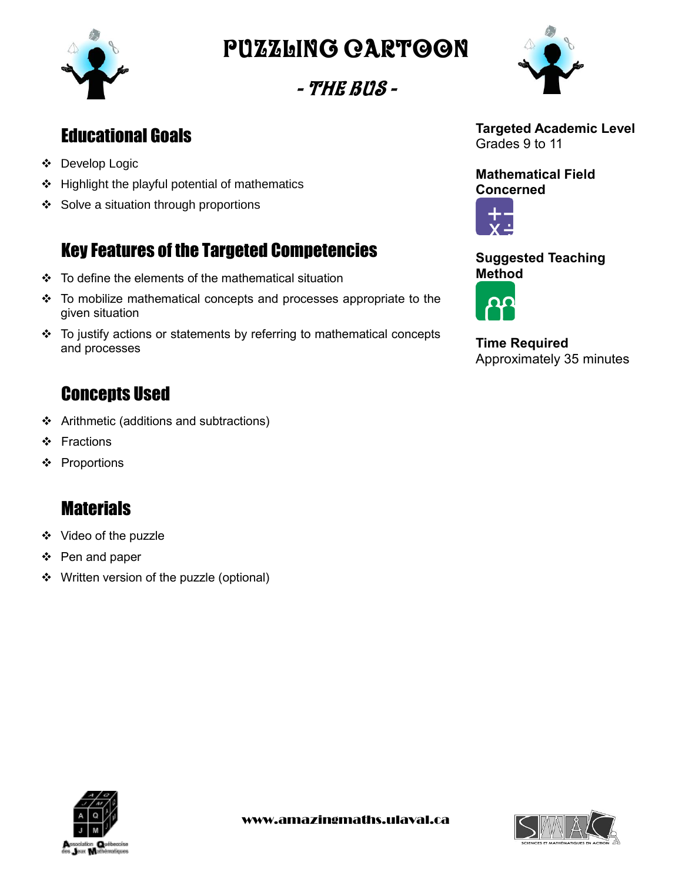# PUZZLING CARTOON

## - THE BUS -

## Educational Goals

- Develop Logic
- Highlight the playful potential of mathematics
- Solve a situation through proportions

## Key Features of the Targeted Competencies

- To define the elements of the mathematical situation
- To mobilize mathematical concepts and processes appropriate to the given situation
- To justify actions or statements by referring to mathematical concepts and processes

## Concepts Used

- Arithmetic (additions and subtractions)
- Fractions
- Proportions

## Materials

- Video of the puzzle
- Pen and paper
- Written version of the puzzle (optional)

**Targeted Academic Level**
Grades 9 to 11

**Mathematical Field Concerned**

**Suggested Teaching Method**

**Time Required**
Approximately 35 minutes

www.amazingmaths.ulaval.ca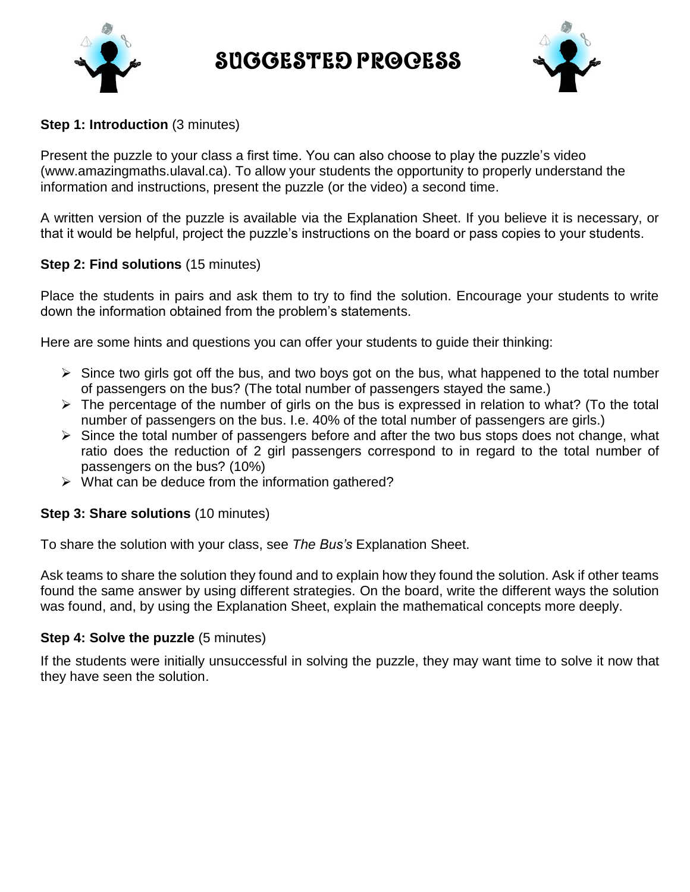# SUGGESTED PROCESS

**Step 1: Introduction** (3 minutes)

Present the puzzle to your class a first time. You can also choose to play the puzzle's video (www.amazingmaths.ulaval.ca). To allow your students the opportunity to properly understand the information and instructions, present the puzzle (or the video) a second time.

A written version of the puzzle is available via the Explanation Sheet. If you believe it is necessary, or that it would be helpful, project the puzzle's instructions on the board or pass copies to your students.

**Step 2: Find solutions** (15 minutes)

Place the students in pairs and ask them to try to find the solution. Encourage your students to write down the information obtained from the problem's statements.

Here are some hints and questions you can offer your students to guide their thinking:

- Since two girls got off the bus, and two boys got on the bus, what happened to the total number of passengers on the bus? (The total number of passengers stayed the same.)
- The percentage of the number of girls on the bus is expressed in relation to what? (To the total number of passengers on the bus. I.e. 40% of the total number of passengers are girls.)
- Since the total number of passengers before and after the two bus stops does not change, what ratio does the reduction of 2 girl passengers correspond to in regard to the total number of passengers on the bus? (10%)
- What can be deduce from the information gathered?

**Step 3: Share solutions** (10 minutes)

To share the solution with your class, see *The Bus's* Explanation Sheet.

Ask teams to share the solution they found and to explain how they found the solution. Ask if other teams found the same answer by using different strategies. On the board, write the different ways the solution was found, and, by using the Explanation Sheet, explain the mathematical concepts more deeply.

**Step 4: Solve the puzzle** (5 minutes)

If the students were initially unsuccessful in solving the puzzle, they may want time to solve it now that they have seen the solution.